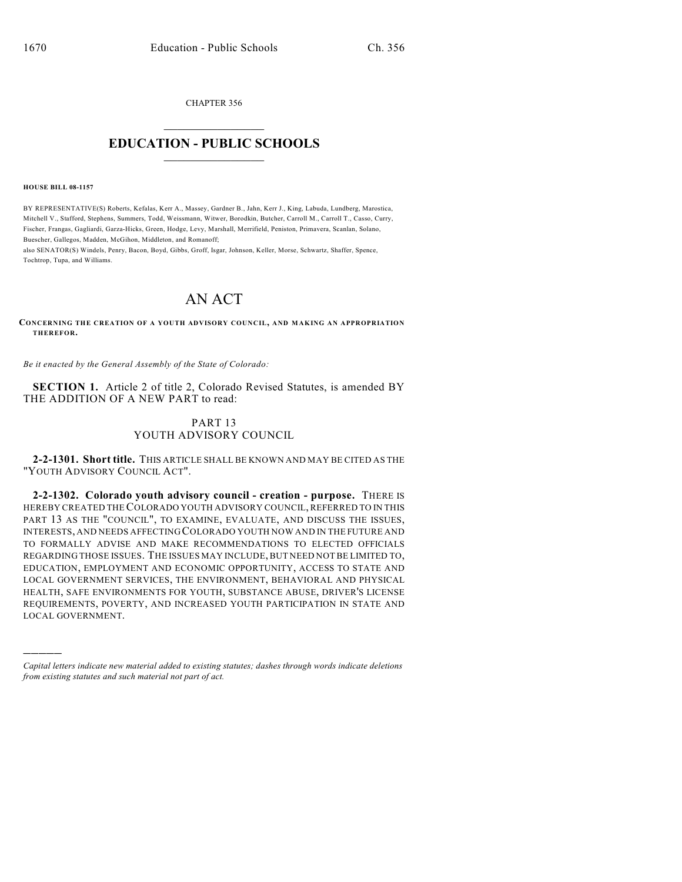CHAPTER 356

# EDUCATION - PUBLIC SCHOOLS

**HOUSE BILL 08-1157**

BY REPRESENTATIVE(S) Roberts, Kefalas, Kerr A., Massey, Gardner B., Jahn, Kerr J., King, Labuda, Lundberg, Marostica, Mitchell V., Stafford, Stephens, Summers, Todd, Weissmann, Witwer, Borodkin, Butcher, Carroll M., Carroll T., Casso, Curry, Fischer, Frangas, Gagliardi, Garza-Hicks, Green, Hodge, Levy, Marshall, Merrifield, Peniston, Primavera, Scanlan, Solano, Buescher, Gallegos, Madden, McGihon, Middleton, and Romanoff;
also SENATOR(S) Windels, Penry, Bacon, Boyd, Gibbs, Groff, Isgar, Johnson, Keller, Morse, Schwartz, Shaffer, Spence, Tochtrop, Tupa, and Williams.

# AN ACT

**CONCERNING THE CREATION OF A YOUTH ADVISORY COUNCIL, AND MAKING AN APPROPRIATION THEREFOR.**

*Be it enacted by the General Assembly of the State of Colorado:*

**SECTION 1.** Article 2 of title 2, Colorado Revised Statutes, is amended BY THE ADDITION OF A NEW PART to read:

PART 13
YOUTH ADVISORY COUNCIL

**2-2-1301. Short title.** THIS ARTICLE SHALL BE KNOWN AND MAY BE CITED AS THE "YOUTH ADVISORY COUNCIL ACT".

**2-2-1302. Colorado youth advisory council - creation - purpose.** THERE IS HEREBY CREATED THE COLORADO YOUTH ADVISORY COUNCIL, REFERRED TO IN THIS PART 13 AS THE "COUNCIL", TO EXAMINE, EVALUATE, AND DISCUSS THE ISSUES, INTERESTS, AND NEEDS AFFECTING COLORADO YOUTH NOW AND IN THE FUTURE AND TO FORMALLY ADVISE AND MAKE RECOMMENDATIONS TO ELECTED OFFICIALS REGARDING THOSE ISSUES. THE ISSUES MAY INCLUDE, BUT NEED NOT BE LIMITED TO, EDUCATION, EMPLOYMENT AND ECONOMIC OPPORTUNITY, ACCESS TO STATE AND LOCAL GOVERNMENT SERVICES, THE ENVIRONMENT, BEHAVIORAL AND PHYSICAL HEALTH, SAFE ENVIRONMENTS FOR YOUTH, SUBSTANCE ABUSE, DRIVER'S LICENSE REQUIREMENTS, POVERTY, AND INCREASED YOUTH PARTICIPATION IN STATE AND LOCAL GOVERNMENT.

*Capital letters indicate new material added to existing statutes; dashes through words indicate deletions from existing statutes and such material not part of act.*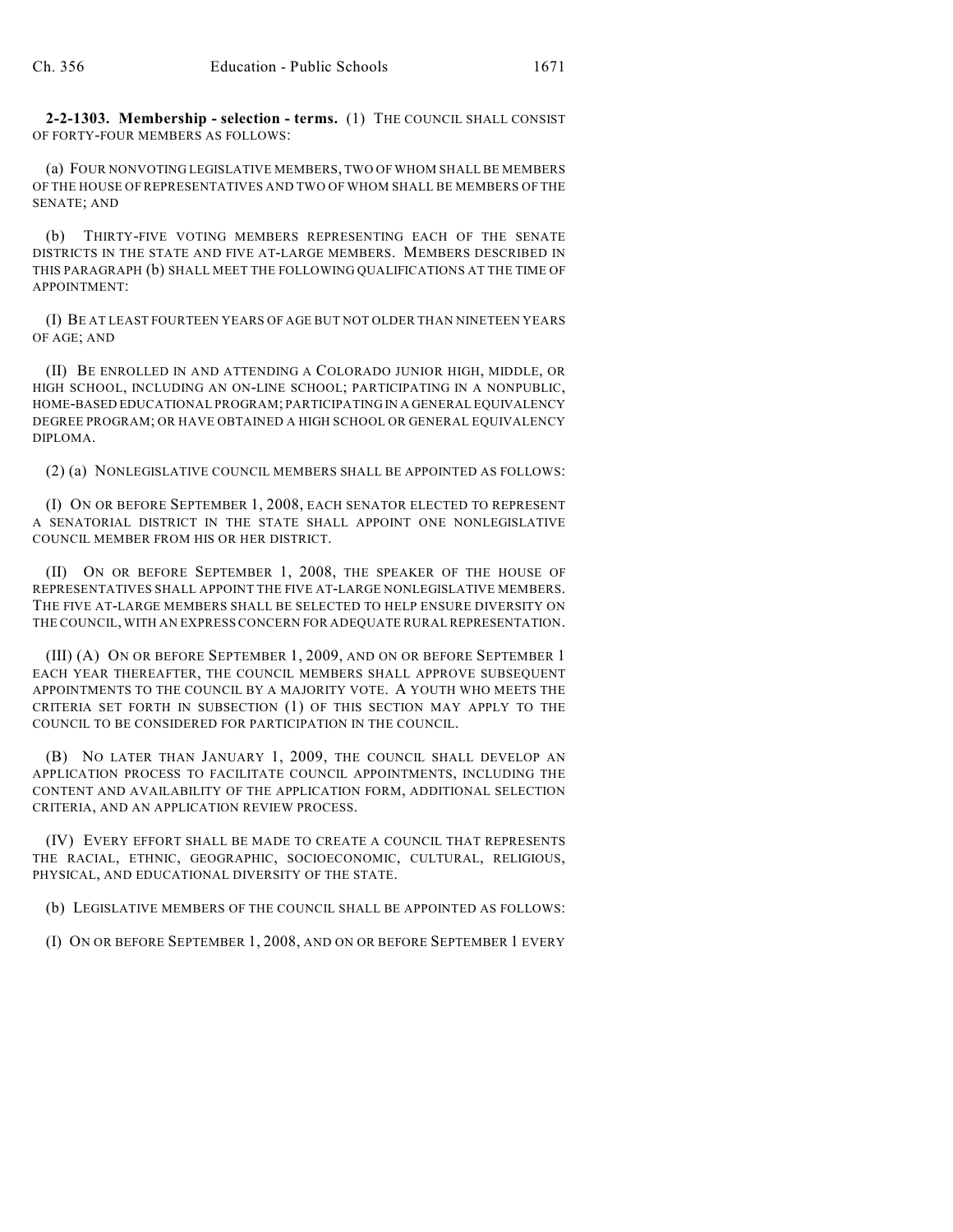**2-2-1303. Membership - selection - terms.** (1) THE COUNCIL SHALL CONSIST OF FORTY-FOUR MEMBERS AS FOLLOWS:

(a) FOUR NONVOTING LEGISLATIVE MEMBERS, TWO OF WHOM SHALL BE MEMBERS OF THE HOUSE OF REPRESENTATIVES AND TWO OF WHOM SHALL BE MEMBERS OF THE SENATE; AND

(b) THIRTY-FIVE VOTING MEMBERS REPRESENTING EACH OF THE SENATE DISTRICTS IN THE STATE AND FIVE AT-LARGE MEMBERS. MEMBERS DESCRIBED IN THIS PARAGRAPH (b) SHALL MEET THE FOLLOWING QUALIFICATIONS AT THE TIME OF APPOINTMENT:

(I) BE AT LEAST FOURTEEN YEARS OF AGE BUT NOT OLDER THAN NINETEEN YEARS OF AGE; AND

(II) BE ENROLLED IN AND ATTENDING A COLORADO JUNIOR HIGH, MIDDLE, OR HIGH SCHOOL, INCLUDING AN ON-LINE SCHOOL; PARTICIPATING IN A NONPUBLIC, HOME-BASED EDUCATIONAL PROGRAM; PARTICIPATING IN A GENERAL EQUIVALENCY DEGREE PROGRAM; OR HAVE OBTAINED A HIGH SCHOOL OR GENERAL EQUIVALENCY DIPLOMA.

(2) (a) NONLEGISLATIVE COUNCIL MEMBERS SHALL BE APPOINTED AS FOLLOWS:

(I) ON OR BEFORE SEPTEMBER 1, 2008, EACH SENATOR ELECTED TO REPRESENT A SENATORIAL DISTRICT IN THE STATE SHALL APPOINT ONE NONLEGISLATIVE COUNCIL MEMBER FROM HIS OR HER DISTRICT.

(II) ON OR BEFORE SEPTEMBER 1, 2008, THE SPEAKER OF THE HOUSE OF REPRESENTATIVES SHALL APPOINT THE FIVE AT-LARGE NONLEGISLATIVE MEMBERS. THE FIVE AT-LARGE MEMBERS SHALL BE SELECTED TO HELP ENSURE DIVERSITY ON THE COUNCIL, WITH AN EXPRESS CONCERN FOR ADEQUATE RURAL REPRESENTATION.

(III) (A) ON OR BEFORE SEPTEMBER 1, 2009, AND ON OR BEFORE SEPTEMBER 1 EACH YEAR THEREAFTER, THE COUNCIL MEMBERS SHALL APPROVE SUBSEQUENT APPOINTMENTS TO THE COUNCIL BY A MAJORITY VOTE. A YOUTH WHO MEETS THE CRITERIA SET FORTH IN SUBSECTION (1) OF THIS SECTION MAY APPLY TO THE COUNCIL TO BE CONSIDERED FOR PARTICIPATION IN THE COUNCIL.

(B) NO LATER THAN JANUARY 1, 2009, THE COUNCIL SHALL DEVELOP AN APPLICATION PROCESS TO FACILITATE COUNCIL APPOINTMENTS, INCLUDING THE CONTENT AND AVAILABILITY OF THE APPLICATION FORM, ADDITIONAL SELECTION CRITERIA, AND AN APPLICATION REVIEW PROCESS.

(IV) EVERY EFFORT SHALL BE MADE TO CREATE A COUNCIL THAT REPRESENTS THE RACIAL, ETHNIC, GEOGRAPHIC, SOCIOECONOMIC, CULTURAL, RELIGIOUS, PHYSICAL, AND EDUCATIONAL DIVERSITY OF THE STATE.

(b) LEGISLATIVE MEMBERS OF THE COUNCIL SHALL BE APPOINTED AS FOLLOWS:

(I) ON OR BEFORE SEPTEMBER 1, 2008, AND ON OR BEFORE SEPTEMBER 1 EVERY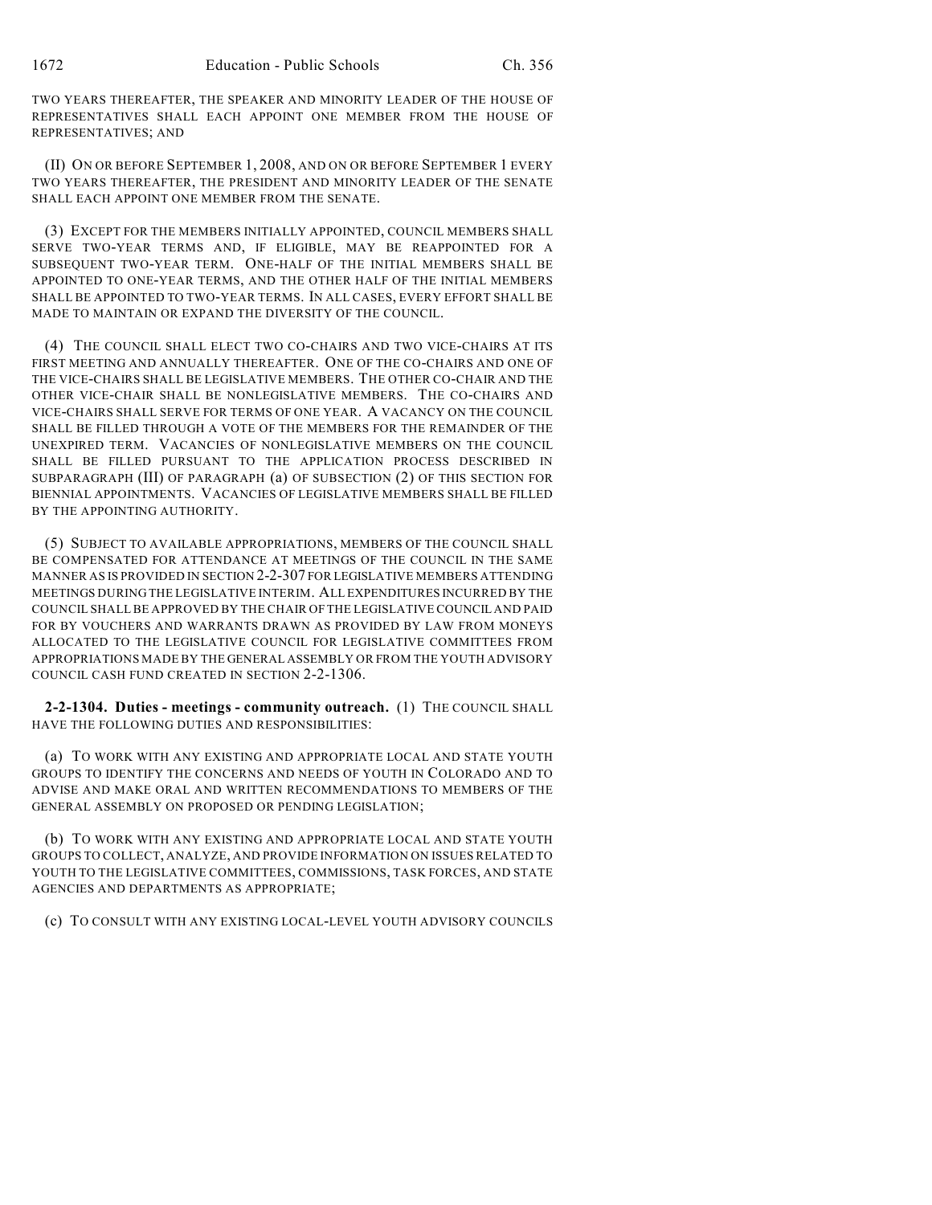TWO YEARS THEREAFTER, THE SPEAKER AND MINORITY LEADER OF THE HOUSE OF REPRESENTATIVES SHALL EACH APPOINT ONE MEMBER FROM THE HOUSE OF REPRESENTATIVES; AND

(II) ON OR BEFORE SEPTEMBER 1, 2008, AND ON OR BEFORE SEPTEMBER 1 EVERY TWO YEARS THEREAFTER, THE PRESIDENT AND MINORITY LEADER OF THE SENATE SHALL EACH APPOINT ONE MEMBER FROM THE SENATE.

(3) EXCEPT FOR THE MEMBERS INITIALLY APPOINTED, COUNCIL MEMBERS SHALL SERVE TWO-YEAR TERMS AND, IF ELIGIBLE, MAY BE REAPPOINTED FOR A SUBSEQUENT TWO-YEAR TERM. ONE-HALF OF THE INITIAL MEMBERS SHALL BE APPOINTED TO ONE-YEAR TERMS, AND THE OTHER HALF OF THE INITIAL MEMBERS SHALL BE APPOINTED TO TWO-YEAR TERMS. IN ALL CASES, EVERY EFFORT SHALL BE MADE TO MAINTAIN OR EXPAND THE DIVERSITY OF THE COUNCIL.

(4) THE COUNCIL SHALL ELECT TWO CO-CHAIRS AND TWO VICE-CHAIRS AT ITS FIRST MEETING AND ANNUALLY THEREAFTER. ONE OF THE CO-CHAIRS AND ONE OF THE VICE-CHAIRS SHALL BE LEGISLATIVE MEMBERS. THE OTHER CO-CHAIR AND THE OTHER VICE-CHAIR SHALL BE NONLEGISLATIVE MEMBERS. THE CO-CHAIRS AND VICE-CHAIRS SHALL SERVE FOR TERMS OF ONE YEAR. A VACANCY ON THE COUNCIL SHALL BE FILLED THROUGH A VOTE OF THE MEMBERS FOR THE REMAINDER OF THE UNEXPIRED TERM. VACANCIES OF NONLEGISLATIVE MEMBERS ON THE COUNCIL SHALL BE FILLED PURSUANT TO THE APPLICATION PROCESS DESCRIBED IN SUBPARAGRAPH (III) OF PARAGRAPH (a) OF SUBSECTION (2) OF THIS SECTION FOR BIENNIAL APPOINTMENTS. VACANCIES OF LEGISLATIVE MEMBERS SHALL BE FILLED BY THE APPOINTING AUTHORITY.

(5) SUBJECT TO AVAILABLE APPROPRIATIONS, MEMBERS OF THE COUNCIL SHALL BE COMPENSATED FOR ATTENDANCE AT MEETINGS OF THE COUNCIL IN THE SAME MANNER AS IS PROVIDED IN SECTION 2-2-307 FOR LEGISLATIVE MEMBERS ATTENDING MEETINGS DURING THE LEGISLATIVE INTERIM. ALL EXPENDITURES INCURRED BY THE COUNCIL SHALL BE APPROVED BY THE CHAIR OF THE LEGISLATIVE COUNCIL AND PAID FOR BY VOUCHERS AND WARRANTS DRAWN AS PROVIDED BY LAW FROM MONEYS ALLOCATED TO THE LEGISLATIVE COUNCIL FOR LEGISLATIVE COMMITTEES FROM APPROPRIATIONS MADE BY THE GENERAL ASSEMBLY OR FROM THE YOUTH ADVISORY COUNCIL CASH FUND CREATED IN SECTION 2-2-1306.

**2-2-1304. Duties - meetings - community outreach.** (1) THE COUNCIL SHALL HAVE THE FOLLOWING DUTIES AND RESPONSIBILITIES:

(a) TO WORK WITH ANY EXISTING AND APPROPRIATE LOCAL AND STATE YOUTH GROUPS TO IDENTIFY THE CONCERNS AND NEEDS OF YOUTH IN COLORADO AND TO ADVISE AND MAKE ORAL AND WRITTEN RECOMMENDATIONS TO MEMBERS OF THE GENERAL ASSEMBLY ON PROPOSED OR PENDING LEGISLATION;

(b) TO WORK WITH ANY EXISTING AND APPROPRIATE LOCAL AND STATE YOUTH GROUPS TO COLLECT, ANALYZE, AND PROVIDE INFORMATION ON ISSUES RELATED TO YOUTH TO THE LEGISLATIVE COMMITTEES, COMMISSIONS, TASK FORCES, AND STATE AGENCIES AND DEPARTMENTS AS APPROPRIATE;

(c) TO CONSULT WITH ANY EXISTING LOCAL-LEVEL YOUTH ADVISORY COUNCILS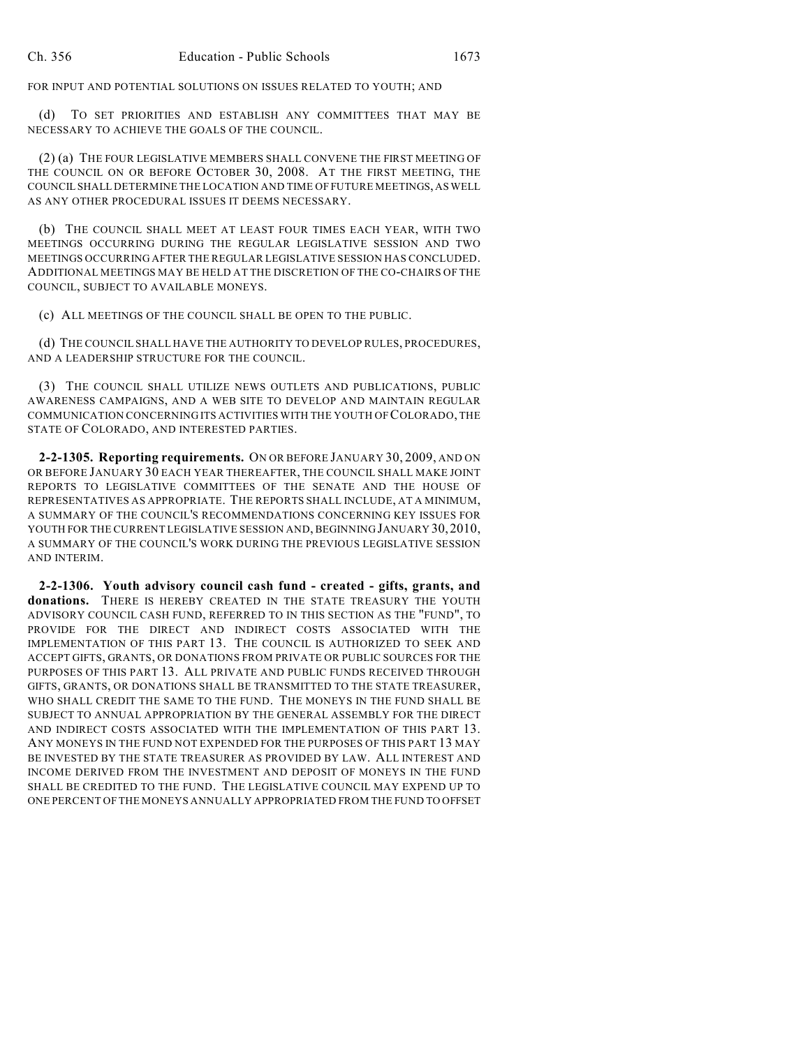FOR INPUT AND POTENTIAL SOLUTIONS ON ISSUES RELATED TO YOUTH; AND

(d) TO SET PRIORITIES AND ESTABLISH ANY COMMITTEES THAT MAY BE NECESSARY TO ACHIEVE THE GOALS OF THE COUNCIL.

(2) (a) THE FOUR LEGISLATIVE MEMBERS SHALL CONVENE THE FIRST MEETING OF THE COUNCIL ON OR BEFORE OCTOBER 30, 2008. AT THE FIRST MEETING, THE COUNCIL SHALL DETERMINE THE LOCATION AND TIME OF FUTURE MEETINGS, AS WELL AS ANY OTHER PROCEDURAL ISSUES IT DEEMS NECESSARY.

(b) THE COUNCIL SHALL MEET AT LEAST FOUR TIMES EACH YEAR, WITH TWO MEETINGS OCCURRING DURING THE REGULAR LEGISLATIVE SESSION AND TWO MEETINGS OCCURRING AFTER THE REGULAR LEGISLATIVE SESSION HAS CONCLUDED. ADDITIONAL MEETINGS MAY BE HELD AT THE DISCRETION OF THE CO-CHAIRS OF THE COUNCIL, SUBJECT TO AVAILABLE MONEYS.

(c) ALL MEETINGS OF THE COUNCIL SHALL BE OPEN TO THE PUBLIC.

(d) THE COUNCIL SHALL HAVE THE AUTHORITY TO DEVELOP RULES, PROCEDURES, AND A LEADERSHIP STRUCTURE FOR THE COUNCIL.

(3) THE COUNCIL SHALL UTILIZE NEWS OUTLETS AND PUBLICATIONS, PUBLIC AWARENESS CAMPAIGNS, AND A WEB SITE TO DEVELOP AND MAINTAIN REGULAR COMMUNICATION CONCERNING ITS ACTIVITIES WITH THE YOUTH OF COLORADO, THE STATE OF COLORADO, AND INTERESTED PARTIES.

**2-2-1305. Reporting requirements.** ON OR BEFORE JANUARY 30, 2009, AND ON OR BEFORE JANUARY 30 EACH YEAR THEREAFTER, THE COUNCIL SHALL MAKE JOINT REPORTS TO LEGISLATIVE COMMITTEES OF THE SENATE AND THE HOUSE OF REPRESENTATIVES AS APPROPRIATE. THE REPORTS SHALL INCLUDE, AT A MINIMUM, A SUMMARY OF THE COUNCIL'S RECOMMENDATIONS CONCERNING KEY ISSUES FOR YOUTH FOR THE CURRENT LEGISLATIVE SESSION AND, BEGINNING JANUARY 30, 2010, A SUMMARY OF THE COUNCIL'S WORK DURING THE PREVIOUS LEGISLATIVE SESSION AND INTERIM.

**2-2-1306. Youth advisory council cash fund - created - gifts, grants, and donations.** THERE IS HEREBY CREATED IN THE STATE TREASURY THE YOUTH ADVISORY COUNCIL CASH FUND, REFERRED TO IN THIS SECTION AS THE "FUND", TO PROVIDE FOR THE DIRECT AND INDIRECT COSTS ASSOCIATED WITH THE IMPLEMENTATION OF THIS PART 13. THE COUNCIL IS AUTHORIZED TO SEEK AND ACCEPT GIFTS, GRANTS, OR DONATIONS FROM PRIVATE OR PUBLIC SOURCES FOR THE PURPOSES OF THIS PART 13. ALL PRIVATE AND PUBLIC FUNDS RECEIVED THROUGH GIFTS, GRANTS, OR DONATIONS SHALL BE TRANSMITTED TO THE STATE TREASURER, WHO SHALL CREDIT THE SAME TO THE FUND. THE MONEYS IN THE FUND SHALL BE SUBJECT TO ANNUAL APPROPRIATION BY THE GENERAL ASSEMBLY FOR THE DIRECT AND INDIRECT COSTS ASSOCIATED WITH THE IMPLEMENTATION OF THIS PART 13. ANY MONEYS IN THE FUND NOT EXPENDED FOR THE PURPOSES OF THIS PART 13 MAY BE INVESTED BY THE STATE TREASURER AS PROVIDED BY LAW. ALL INTEREST AND INCOME DERIVED FROM THE INVESTMENT AND DEPOSIT OF MONEYS IN THE FUND SHALL BE CREDITED TO THE FUND. THE LEGISLATIVE COUNCIL MAY EXPEND UP TO ONE PERCENT OF THE MONEYS ANNUALLY APPROPRIATED FROM THE FUND TO OFFSET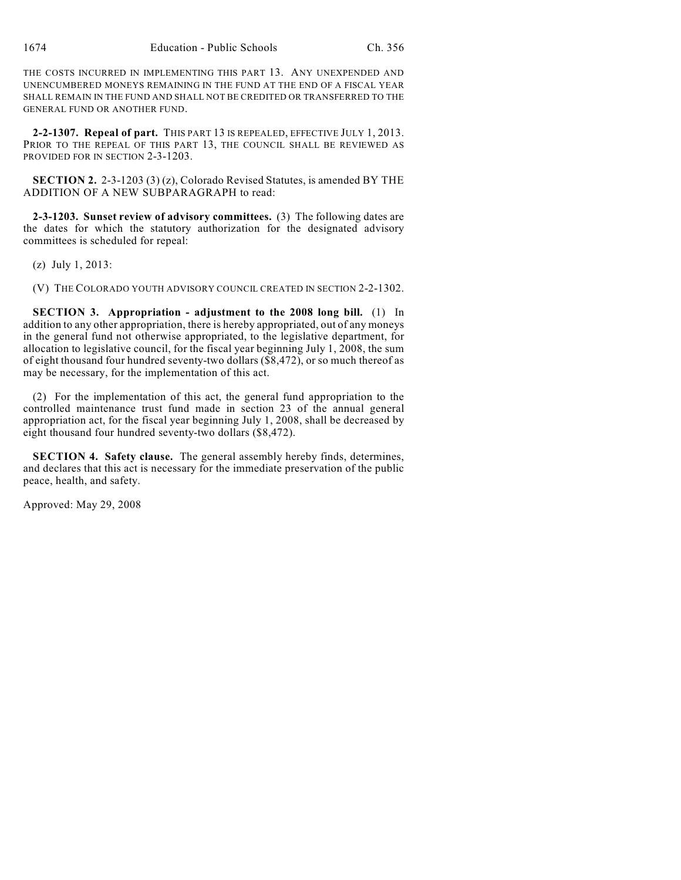THE COSTS INCURRED IN IMPLEMENTING THIS PART 13. ANY UNEXPENDED AND UNENCUMBERED MONEYS REMAINING IN THE FUND AT THE END OF A FISCAL YEAR SHALL REMAIN IN THE FUND AND SHALL NOT BE CREDITED OR TRANSFERRED TO THE GENERAL FUND OR ANOTHER FUND.

**2-2-1307. Repeal of part.** THIS PART 13 IS REPEALED, EFFECTIVE JULY 1, 2013. PRIOR TO THE REPEAL OF THIS PART 13, THE COUNCIL SHALL BE REVIEWED AS PROVIDED FOR IN SECTION 2-3-1203.

**SECTION 2.** 2-3-1203 (3) (z), Colorado Revised Statutes, is amended BY THE ADDITION OF A NEW SUBPARAGRAPH to read:

**2-3-1203. Sunset review of advisory committees.** (3) The following dates are the dates for which the statutory authorization for the designated advisory committees is scheduled for repeal:

(z) July 1, 2013:

(V) THE COLORADO YOUTH ADVISORY COUNCIL CREATED IN SECTION 2-2-1302.

**SECTION 3. Appropriation - adjustment to the 2008 long bill.** (1) In addition to any other appropriation, there is hereby appropriated, out of any moneys in the general fund not otherwise appropriated, to the legislative department, for allocation to legislative council, for the fiscal year beginning July 1, 2008, the sum of eight thousand four hundred seventy-two dollars ($8,472), or so much thereof as may be necessary, for the implementation of this act.

(2) For the implementation of this act, the general fund appropriation to the controlled maintenance trust fund made in section 23 of the annual general appropriation act, for the fiscal year beginning July 1, 2008, shall be decreased by eight thousand four hundred seventy-two dollars ($8,472).

**SECTION 4. Safety clause.** The general assembly hereby finds, determines, and declares that this act is necessary for the immediate preservation of the public peace, health, and safety.

Approved: May 29, 2008